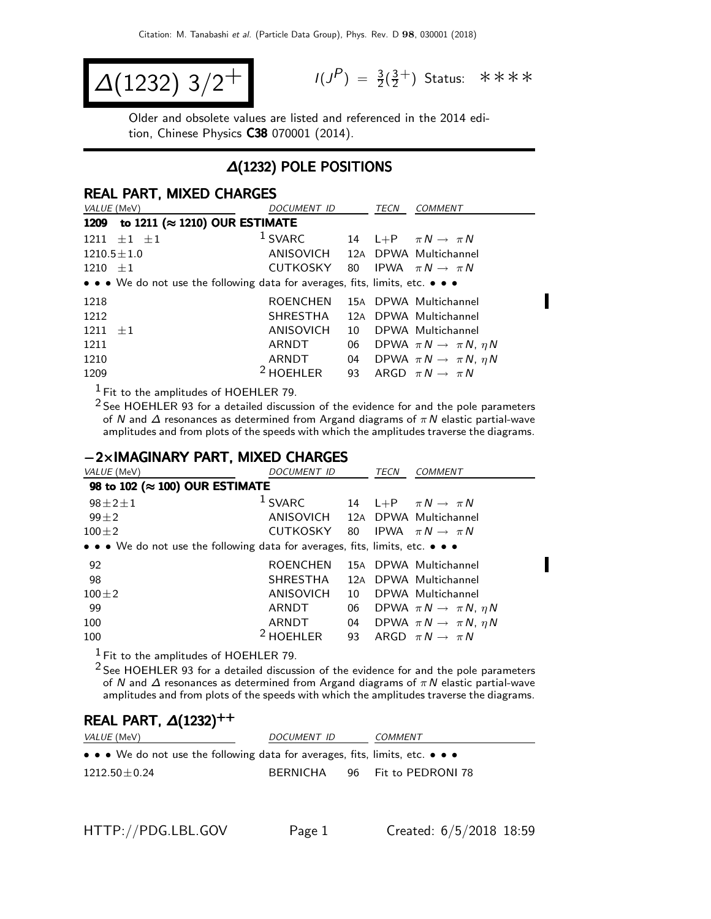Citation: M. Tanabashi et al. (Particle Data Group), Phys. Rev. D 98, 030001 (2018)

# $\Delta(1232)$ $3/2^+$

$I(J^P) = \frac{3}{2}(\frac{3}{2}^+)$ Status: ∗∗∗∗

Older and obsolete values are listed and referenced in the 2014 edition, Chinese Physics **C38** 070001 (2014).

## $\Delta(1232)$ POLE POSITIONS

### REAL PART, MIXED CHARGES

| VALUE (MeV) | DOCUMENT ID | | TECN | COMMENT |
|---|---|---|---|---|
| **1209 to 1211 (≈ 1210) OUR ESTIMATE** | | | | |
| 1211 ±1 ±1 | [1] SVARC | 14 | L+P | $\pi N \to \pi N$ |
| 1210.5±1.0 | ANISOVICH | 12A | DPWA | Multichannel |
| 1210 ±1 | CUTKOSKY | 80 | IPWA | $\pi N \to \pi N$ |
| • • • We do not use the following data for averages, fits, limits, etc. • • • | | | | |
| 1218 | ROENCHEN | 15A | DPWA | Multichannel |
| 1212 | SHRESTHA | 12A | DPWA | Multichannel |
| 1211 ±1 | ANISOVICH | 10 | DPWA | Multichannel |
| 1211 | ARNDT | 06 | DPWA | $\pi N \to \pi N$, $\eta N$ |
| 1210 | ARNDT | 04 | DPWA | $\pi N \to \pi N$, $\eta N$ |
| 1209 | [2] HOEHLER | 93 | ARGD | $\pi N \to \pi N$ |

[1] Fit to the amplitudes of HOEHLER 79.

[2] See HOEHLER 93 for a detailed discussion of the evidence for and the pole parameters of $N$ and $\Delta$ resonances as determined from Argand diagrams of $\pi N$ elastic partial-wave amplitudes and from plots of the speeds with which the amplitudes traverse the diagrams.

### −2×IMAGINARY PART, MIXED CHARGES

| VALUE (MeV) | DOCUMENT ID | | TECN | COMMENT |
|---|---|---|---|---|
| **98 to 102 (≈ 100) OUR ESTIMATE** | | | | |
| 98±2±1 | [1] SVARC | 14 | L+P | $\pi N \to \pi N$ |
| 99±2 | ANISOVICH | 12A | DPWA | Multichannel |
| 100±2 | CUTKOSKY | 80 | IPWA | $\pi N \to \pi N$ |
| • • • We do not use the following data for averages, fits, limits, etc. • • • | | | | |
| 92 | ROENCHEN | 15A | DPWA | Multichannel |
| 98 | SHRESTHA | 12A | DPWA | Multichannel |
| 100±2 | ANISOVICH | 10 | DPWA | Multichannel |
| 99 | ARNDT | 06 | DPWA | $\pi N \to \pi N$, $\eta N$ |
| 100 | ARNDT | 04 | DPWA | $\pi N \to \pi N$, $\eta N$ |
| 100 | [2] HOEHLER | 93 | ARGD | $\pi N \to \pi N$ |

[1] Fit to the amplitudes of HOEHLER 79.

[2] See HOEHLER 93 for a detailed discussion of the evidence for and the pole parameters of $N$ and $\Delta$ resonances as determined from Argand diagrams of $\pi N$ elastic partial-wave amplitudes and from plots of the speeds with which the amplitudes traverse the diagrams.

### REAL PART, $\Delta(1232)^{++}$

| VALUE (MeV) | DOCUMENT ID | | COMMENT |
|---|---|---|---|
| • • • We do not use the following data for averages, fits, limits, etc. • • • | | | |
| 1212.50±0.24 | BERNICHA | 96 | Fit to PEDRONI 78 |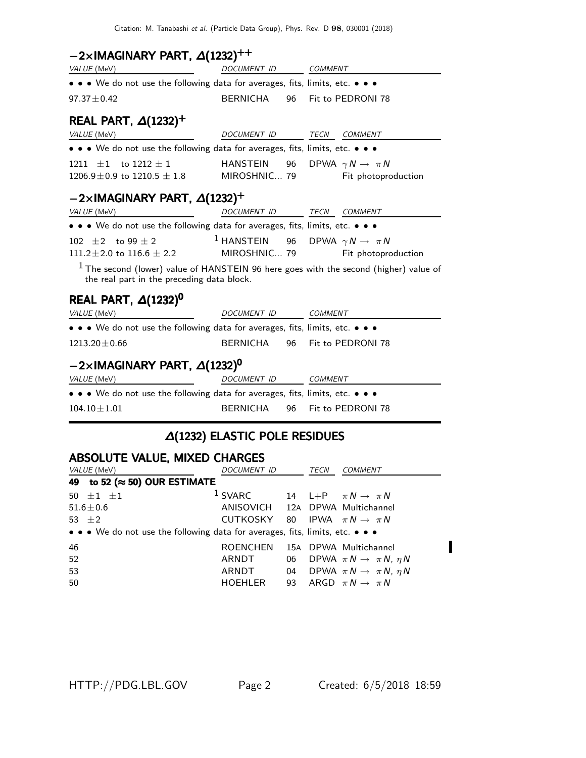## $-2\times$IMAGINARY PART, $\Delta(1232)^{++}$

| VALUE (MeV) | DOCUMENT ID | | COMMENT |
|---|---|---|---|
| • • • We do not use the following data for averages, fits, limits, etc. • • • | | | |
| $97.37\pm0.42$ | BERNICHA | 96 | Fit to PEDRONI 78 |

## REAL PART, $\Delta(1232)^{+}$

| VALUE (MeV) | DOCUMENT ID | | TECN | COMMENT |
|---|---|---|---|---|
| • • • We do not use the following data for averages, fits, limits, etc. • • • | | | | |
| $1211\ \pm1$ to $1212\pm1$ | HANSTEIN | 96 | DPWA | $\gamma N \to \pi N$ |
| $1206.9\pm0.9$ to $1210.5\pm1.8$ | MIROSHNIC... | 79 | | Fit photoproduction |

## $-2\times$IMAGINARY PART, $\Delta(1232)^{+}$

| VALUE (MeV) | DOCUMENT ID | | TECN | COMMENT |
|---|---|---|---|---|
| • • • We do not use the following data for averages, fits, limits, etc. • • • | | | | |
| $102\ \pm2$ to $99\pm2$ | [1] HANSTEIN | 96 | DPWA | $\gamma N \to \pi N$ |
| $111.2\pm2.0$ to $116.6\pm2.2$ | MIROSHNIC... | 79 | | Fit photoproduction |

[1] The second (lower) value of HANSTEIN 96 here goes with the second (higher) value of the real part in the preceding data block.

## REAL PART, $\Delta(1232)^{0}$

| VALUE (MeV) | DOCUMENT ID | | COMMENT |
|---|---|---|---|
| • • • We do not use the following data for averages, fits, limits, etc. • • • | | | |
| $1213.20\pm0.66$ | BERNICHA | 96 | Fit to PEDRONI 78 |

## $-2\times$IMAGINARY PART, $\Delta(1232)^{0}$

| VALUE (MeV) | DOCUMENT ID | | COMMENT |
|---|---|---|---|
| • • • We do not use the following data for averages, fits, limits, etc. • • • | | | |
| $104.10\pm1.01$ | BERNICHA | 96 | Fit to PEDRONI 78 |

# $\Delta(1232)$ ELASTIC POLE RESIDUES

## ABSOLUTE VALUE, MIXED CHARGES

| VALUE (MeV) | DOCUMENT ID | | TECN | COMMENT |
|---|---|---|---|---|
| **49 to 52 ($\approx$ 50) OUR ESTIMATE** | | | | |
| $50\ \pm1\ \pm1$ | [1] SVARC | 14 | L+P | $\pi N \to \pi N$ |
| $51.6\pm0.6$ | ANISOVICH | 12A | DPWA | Multichannel |
| $53\ \pm2$ | CUTKOSKY | 80 | IPWA | $\pi N \to \pi N$ |
| • • • We do not use the following data for averages, fits, limits, etc. • • • | | | | |
| 46 | ROENCHEN | 15A | DPWA | Multichannel |
| 52 | ARNDT | 06 | DPWA | $\pi N \to \pi N$, $\eta N$ |
| 53 | ARNDT | 04 | DPWA | $\pi N \to \pi N$, $\eta N$ |
| 50 | HOEHLER | 93 | ARGD | $\pi N \to \pi N$ |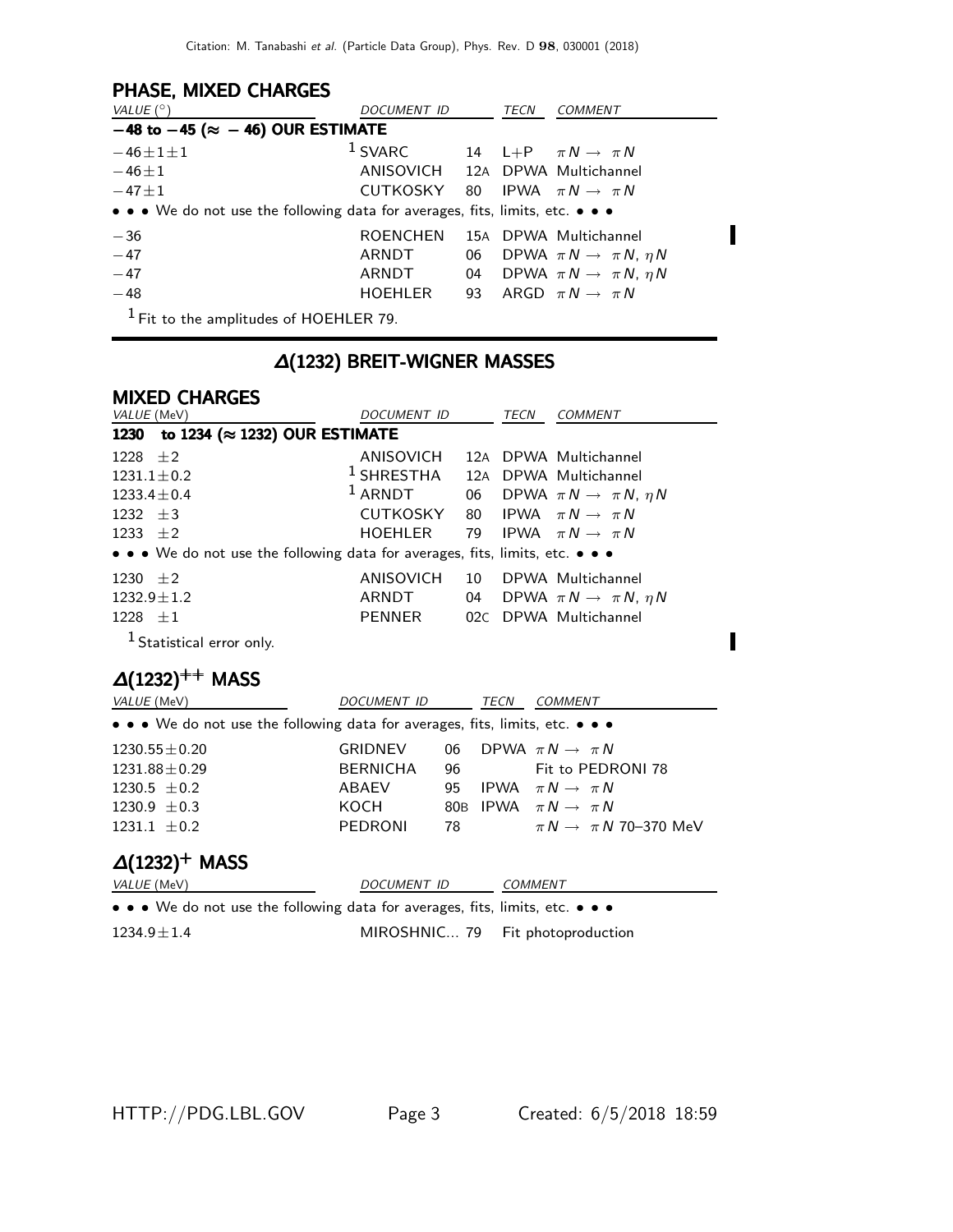### PHASE, MIXED CHARGES

| VALUE (°) | DOCUMENT ID | | TECN | COMMENT |
|---|---|---|---|---|
| **−48 to −45 (≈ −46) OUR ESTIMATE** | | | | |
| $-46\pm1\pm1$ | [1] SVARC | 14 | L+P | $\pi N \rightarrow \pi N$ |
| $-46\pm1$ | ANISOVICH | 12A | DPWA | Multichannel |
| $-47\pm1$ | CUTKOSKY | 80 | IPWA | $\pi N \rightarrow \pi N$ |
| • • • We do not use the following data for averages, fits, limits, etc. • • • | | | | |
| $-36$ | ROENCHEN | 15A | DPWA | Multichannel |
| $-47$ | ARNDT | 06 | DPWA | $\pi N \rightarrow \pi N, \eta N$ |
| $-47$ | ARNDT | 04 | DPWA | $\pi N \rightarrow \pi N, \eta N$ |
| $-48$ | HOEHLER | 93 | ARGD | $\pi N \rightarrow \pi N$ |

[1] Fit to the amplitudes of HOEHLER 79.

## Δ(1232) BREIT-WIGNER MASSES

### MIXED CHARGES

| VALUE (MeV) | DOCUMENT ID | | TECN | COMMENT |
|---|---|---|---|---|
| **1230 to 1234 (≈ 1232) OUR ESTIMATE** | | | | |
| $1228\pm2$ | ANISOVICH | 12A | DPWA | Multichannel |
| $1231.1\pm0.2$ | [1] SHRESTHA | 12A | DPWA | Multichannel |
| $1233.4\pm0.4$ | [1] ARNDT | 06 | DPWA | $\pi N \rightarrow \pi N, \eta N$ |
| $1232\pm3$ | CUTKOSKY | 80 | IPWA | $\pi N \rightarrow \pi N$ |
| $1233\pm2$ | HOEHLER | 79 | IPWA | $\pi N \rightarrow \pi N$ |
| • • • We do not use the following data for averages, fits, limits, etc. • • • | | | | |
| $1230\pm2$ | ANISOVICH | 10 | DPWA | Multichannel |
| $1232.9\pm1.2$ | ARNDT | 04 | DPWA | $\pi N \rightarrow \pi N, \eta N$ |
| $1228\pm1$ | PENNER | 02C | DPWA | Multichannel |

[1] Statistical error only.

## $\Delta(1232)^{++}$ MASS

| VALUE (MeV) | DOCUMENT ID | | TECN | COMMENT |
|---|---|---|---|---|
| • • • We do not use the following data for averages, fits, limits, etc. • • • | | | | |
| $1230.55\pm0.20$ | GRIDNEV | 06 | DPWA | $\pi N \rightarrow \pi N$ |
| $1231.88\pm0.29$ | BERNICHA | 96 | | Fit to PEDRONI 78 |
| $1230.5\pm0.2$ | ABAEV | 95 | IPWA | $\pi N \rightarrow \pi N$ |
| $1230.9\pm0.3$ | KOCH | 80B | IPWA | $\pi N \rightarrow \pi N$ |
| $1231.1\pm0.2$ | PEDRONI | 78 | | $\pi N \rightarrow \pi N$ 70–370 MeV |

## $\Delta(1232)^{+}$ MASS

| VALUE (MeV) | DOCUMENT ID | | COMMENT |
|---|---|---|---|
| • • • We do not use the following data for averages, fits, limits, etc. • • • | | | |
| $1234.9\pm1.4$ | MIROSHNIC... | 79 | Fit photoproduction |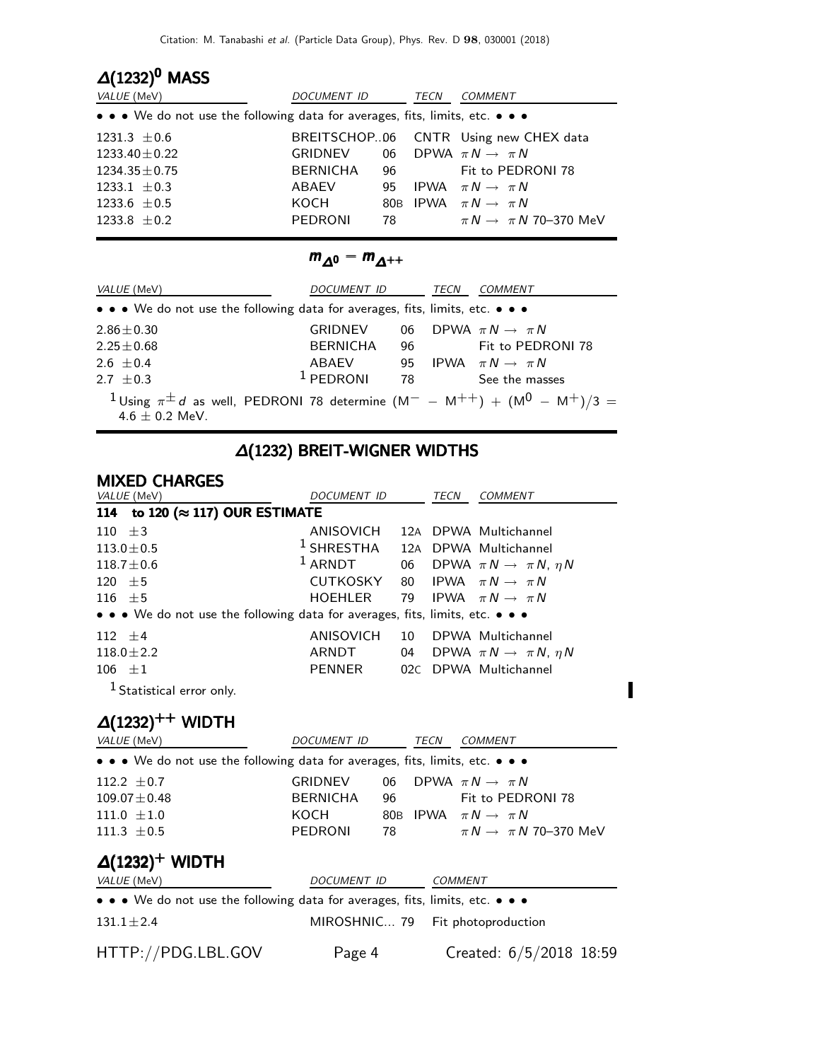## $\Delta(1232)^0$ MASS

| VALUE (MeV) | DOCUMENT ID | | TECN | COMMENT |
|---|---|---|---|---|
| • • • We do not use the following data for averages, fits, limits, etc. • • • | | | | |
| $1231.3 \pm 0.6$ | BREITSCHOP..06 | | CNTR | Using new CHEX data |
| $1233.40 \pm 0.22$ | GRIDNEV | 06 | DPWA | $\pi N \to \pi N$ |
| $1234.35 \pm 0.75$ | BERNICHA | 96 | | Fit to PEDRONI 78 |
| $1233.1 \pm 0.3$ | ABAEV | 95 | IPWA | $\pi N \to \pi N$ |
| $1233.6 \pm 0.5$ | KOCH | 80B | IPWA | $\pi N \to \pi N$ |
| $1233.8 \pm 0.2$ | PEDRONI | 78 | | $\pi N \to \pi N$ 70–370 MeV |

## $m_{\Delta^0} - m_{\Delta^{++}}$

| VALUE (MeV) | DOCUMENT ID | | TECN | COMMENT |
|---|---|---|---|---|
| • • • We do not use the following data for averages, fits, limits, etc. • • • | | | | |
| $2.86 \pm 0.30$ | GRIDNEV | 06 | DPWA | $\pi N \to \pi N$ |
| $2.25 \pm 0.68$ | BERNICHA | 96 | | Fit to PEDRONI 78 |
| $2.6 \pm 0.4$ | ABAEV | 95 | IPWA | $\pi N \to \pi N$ |
| $2.7 \pm 0.3$ | [1] PEDRONI | 78 | | See the masses |

[1] Using $\pi^{\pm} d$ as well, PEDRONI 78 determine $(M^{-} - M^{++}) + (M^{0} - M^{+})/3 = 4.6 \pm 0.2$ MeV.

## $\Delta(1232)$ BREIT-WIGNER WIDTHS

### MIXED CHARGES

| VALUE (MeV) | DOCUMENT ID | | TECN | COMMENT |
|---|---|---|---|---|
| **114 to 120 ($\approx$ 117) OUR ESTIMATE** | | | | |
| $110 \pm 3$ | ANISOVICH | 12A | DPWA | Multichannel |
| $113.0 \pm 0.5$ | [1] SHRESTHA | 12A | DPWA | Multichannel |
| $118.7 \pm 0.6$ | [1] ARNDT | 06 | DPWA | $\pi N \to \pi N, \eta N$ |
| $120 \pm 5$ | CUTKOSKY | 80 | IPWA | $\pi N \to \pi N$ |
| $116 \pm 5$ | HOEHLER | 79 | IPWA | $\pi N \to \pi N$ |
| • • • We do not use the following data for averages, fits, limits, etc. • • • | | | | |
| $112 \pm 4$ | ANISOVICH | 10 | DPWA | Multichannel |
| $118.0 \pm 2.2$ | ARNDT | 04 | DPWA | $\pi N \to \pi N, \eta N$ |
| $106 \pm 1$ | PENNER | 02C | DPWA | Multichannel |

[1] Statistical error only.

## $\Delta(1232)^{++}$ WIDTH

| VALUE (MeV) | DOCUMENT ID | | TECN | COMMENT |
|---|---|---|---|---|
| • • • We do not use the following data for averages, fits, limits, etc. • • • | | | | |
| $112.2 \pm 0.7$ | GRIDNEV | 06 | DPWA | $\pi N \to \pi N$ |
| $109.07 \pm 0.48$ | BERNICHA | 96 | | Fit to PEDRONI 78 |
| $111.0 \pm 1.0$ | KOCH | 80B | IPWA | $\pi N \to \pi N$ |
| $111.3 \pm 0.5$ | PEDRONI | 78 | | $\pi N \to \pi N$ 70–370 MeV |

## $\Delta(1232)^{+}$ WIDTH

| VALUE (MeV) | DOCUMENT ID | | COMMENT |
|---|---|---|---|
| • • • We do not use the following data for averages, fits, limits, etc. • • • | | | |
| $131.1 \pm 2.4$ | MIROSHNIC... | 79 | Fit photoproduction |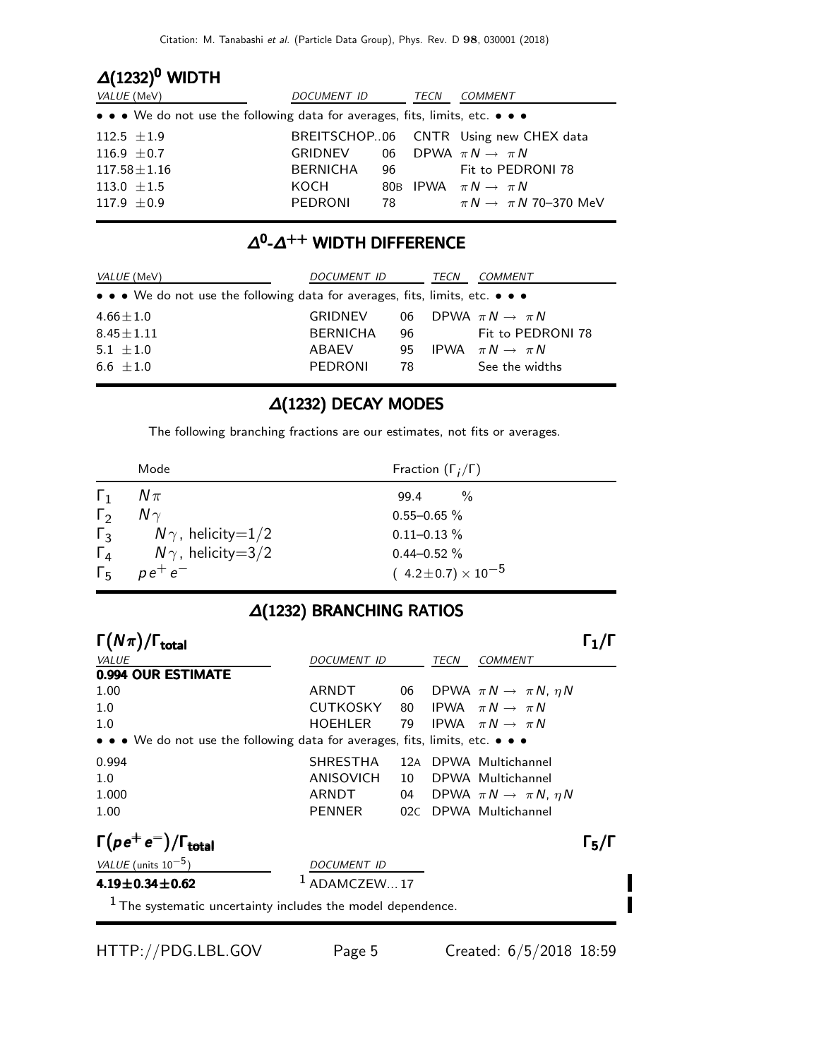## $\Delta(1232)^0$ WIDTH

| VALUE (MeV) | DOCUMENT ID | | TECN | COMMENT |
|---|---|---|---|---|
| • • • We do not use the following data for averages, fits, limits, etc. • • • | | | | |
| $112.5 \pm 1.9$ | BREITSCHOP...06 | | CNTR | Using new CHEX data |
| $116.9 \pm 0.7$ | GRIDNEV | 06 | DPWA | $\pi N \rightarrow \pi N$ |
| $117.58 \pm 1.16$ | BERNICHA | 96 | | Fit to PEDRONI 78 |
| $113.0 \pm 1.5$ | KOCH | 80B | IPWA | $\pi N \rightarrow \pi N$ |
| $117.9 \pm 0.9$ | PEDRONI | 78 | | $\pi N \rightarrow \pi N$ 70–370 MeV |

## $\Delta^0$-$\Delta^{++}$ WIDTH DIFFERENCE

| VALUE (MeV) | DOCUMENT ID | | TECN | COMMENT |
|---|---|---|---|---|
| • • • We do not use the following data for averages, fits, limits, etc. • • • | | | | |
| $4.66 \pm 1.0$ | GRIDNEV | 06 | DPWA | $\pi N \rightarrow \pi N$ |
| $8.45 \pm 1.11$ | BERNICHA | 96 | | Fit to PEDRONI 78 |
| $5.1 \pm 1.0$ | ABAEV | 95 | IPWA | $\pi N \rightarrow \pi N$ |
| $6.6 \pm 1.0$ | PEDRONI | 78 | | See the widths |

## $\Delta(1232)$ DECAY MODES

The following branching fractions are our estimates, not fits or averages.

| | Mode | Fraction ($\Gamma_i/\Gamma$) |
|---|---|---|
| $\Gamma_1$ | $N\pi$ | 99.4 % |
| $\Gamma_2$ | $N\gamma$ | 0.55–0.65 % |
| $\Gamma_3$ | $N\gamma$, helicity=1/2 | 0.11–0.13 % |
| $\Gamma_4$ | $N\gamma$, helicity=3/2 | 0.44–0.52 % |
| $\Gamma_5$ | $pe^+e^-$ | $(4.2 \pm 0.7) \times 10^{-5}$ |

## $\Delta(1232)$ BRANCHING RATIOS

### $\Gamma(N\pi)/\Gamma_{\text{total}}$ — $\Gamma_1/\Gamma$

| VALUE | DOCUMENT ID | | TECN | COMMENT |
|---|---|---|---|---|
| **0.994 OUR ESTIMATE** | | | | |
| 1.00 | ARNDT | 06 | DPWA | $\pi N \rightarrow \pi N$, $\eta N$ |
| 1.0 | CUTKOSKY | 80 | IPWA | $\pi N \rightarrow \pi N$ |
| 1.0 | HOEHLER | 79 | IPWA | $\pi N \rightarrow \pi N$ |
| • • • We do not use the following data for averages, fits, limits, etc. • • • | | | | |
| 0.994 | SHRESTHA | 12A | DPWA | Multichannel |
| 1.0 | ANISOVICH | 10 | DPWA | Multichannel |
| 1.000 | ARNDT | 04 | DPWA | $\pi N \rightarrow \pi N$, $\eta N$ |
| 1.00 | PENNER | 02C | DPWA | Multichannel |

### $\Gamma(pe^+e^-)/\Gamma_{\text{total}}$ — $\Gamma_5/\Gamma$

| VALUE (units $10^{-5}$) | DOCUMENT ID |
|---|---|
| **$4.19 \pm 0.34 \pm 0.62$** | [1] ADAMCZEW...17 |

[1] The systematic uncertainty includes the model dependence.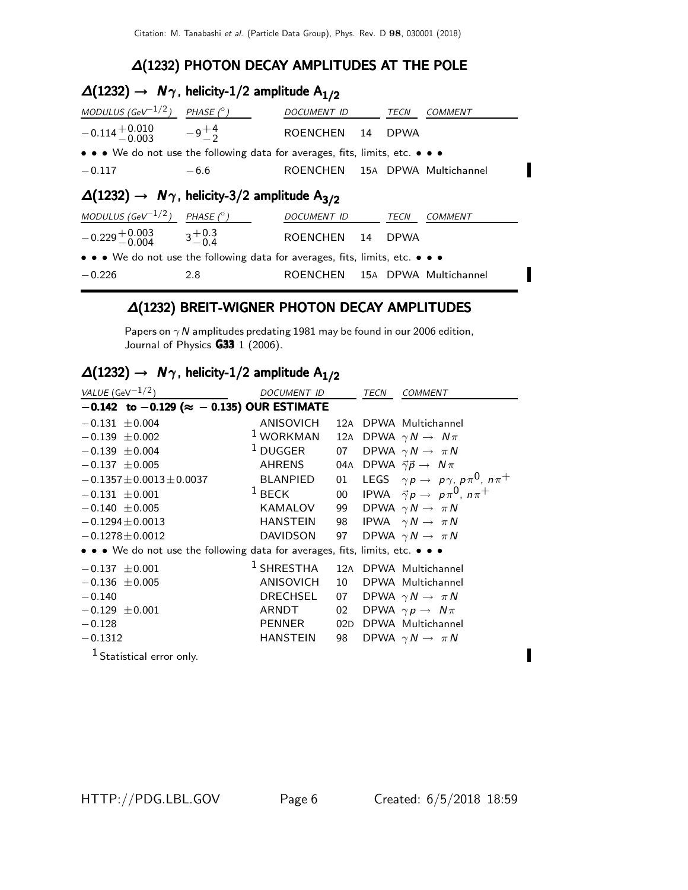## $\Delta(1232)$ PHOTON DECAY AMPLITUDES AT THE POLE

### $\Delta(1232) \rightarrow N\gamma$, helicity-1/2 amplitude $A_{1/2}$

| MODULUS (GeV$^{-1/2}$) | PHASE (°) | DOCUMENT ID | | TECN | COMMENT |
|---|---|---|---|---|---|
| $-0.114^{+0.010}_{-0.003}$ | $-9^{+4}_{-2}$ | ROENCHEN | 14 | DPWA | |
| • • • We do not use the following data for averages, fits, limits, etc. • • • | | | | | |
| $-0.117$ | $-6.6$ | ROENCHEN | 15A | DPWA | Multichannel |

### $\Delta(1232) \rightarrow N\gamma$, helicity-3/2 amplitude $A_{3/2}$

| MODULUS (GeV$^{-1/2}$) | PHASE (°) | DOCUMENT ID | | TECN | COMMENT |
|---|---|---|---|---|---|
| $-0.229^{+0.003}_{-0.004}$ | $3^{+0.3}_{-0.4}$ | ROENCHEN | 14 | DPWA | |
| • • • We do not use the following data for averages, fits, limits, etc. • • • | | | | | |
| $-0.226$ | 2.8 | ROENCHEN | 15A | DPWA | Multichannel |

## $\Delta(1232)$ BREIT-WIGNER PHOTON DECAY AMPLITUDES

Papers on $\gamma N$ amplitudes predating 1981 may be found in our 2006 edition, Journal of Physics **G33** 1 (2006).

### $\Delta(1232) \rightarrow N\gamma$, helicity-1/2 amplitude $A_{1/2}$

| VALUE (GeV$^{-1/2}$) | DOCUMENT ID | | TECN | COMMENT |
|---|---|---|---|---|
| **$-0.142$ to $-0.129$ ($\approx -0.135$) OUR ESTIMATE** | | | | |
| $-0.131 \pm 0.004$ | ANISOVICH | 12A | DPWA | Multichannel |
| $-0.139 \pm 0.002$ | [1] WORKMAN | 12A | DPWA | $\gamma N \rightarrow N\pi$ |
| $-0.139 \pm 0.004$ | [1] DUGGER | 07 | DPWA | $\gamma N \rightarrow \pi N$ |
| $-0.137 \pm 0.005$ | AHRENS | 04A | DPWA | $\vec{\gamma}\vec{p} \rightarrow N\pi$ |
| $-0.1357 \pm 0.0013 \pm 0.0037$ | BLANPIED | 01 | LEGS | $\gamma p \rightarrow p\gamma$, $p\pi^0$, $n\pi^+$ |
| $-0.131 \pm 0.001$ | [1] BECK | 00 | IPWA | $\vec{\gamma}p \rightarrow p\pi^0$, $n\pi^+$ |
| $-0.140 \pm 0.005$ | KAMALOV | 99 | DPWA | $\gamma N \rightarrow \pi N$ |
| $-0.1294 \pm 0.0013$ | HANSTEIN | 98 | IPWA | $\gamma N \rightarrow \pi N$ |
| $-0.1278 \pm 0.0012$ | DAVIDSON | 97 | DPWA | $\gamma N \rightarrow \pi N$ |
| • • • We do not use the following data for averages, fits, limits, etc. • • • | | | | |
| $-0.137 \pm 0.001$ | [1] SHRESTHA | 12A | DPWA | Multichannel |
| $-0.136 \pm 0.005$ | ANISOVICH | 10 | DPWA | Multichannel |
| $-0.140$ | DRECHSEL | 07 | DPWA | $\gamma N \rightarrow \pi N$ |
| $-0.129 \pm 0.001$ | ARNDT | 02 | DPWA | $\gamma p \rightarrow N\pi$ |
| $-0.128$ | PENNER | 02D | DPWA | Multichannel |
| $-0.1312$ | HANSTEIN | 98 | DPWA | $\gamma N \rightarrow \pi N$ |

[1] Statistical error only.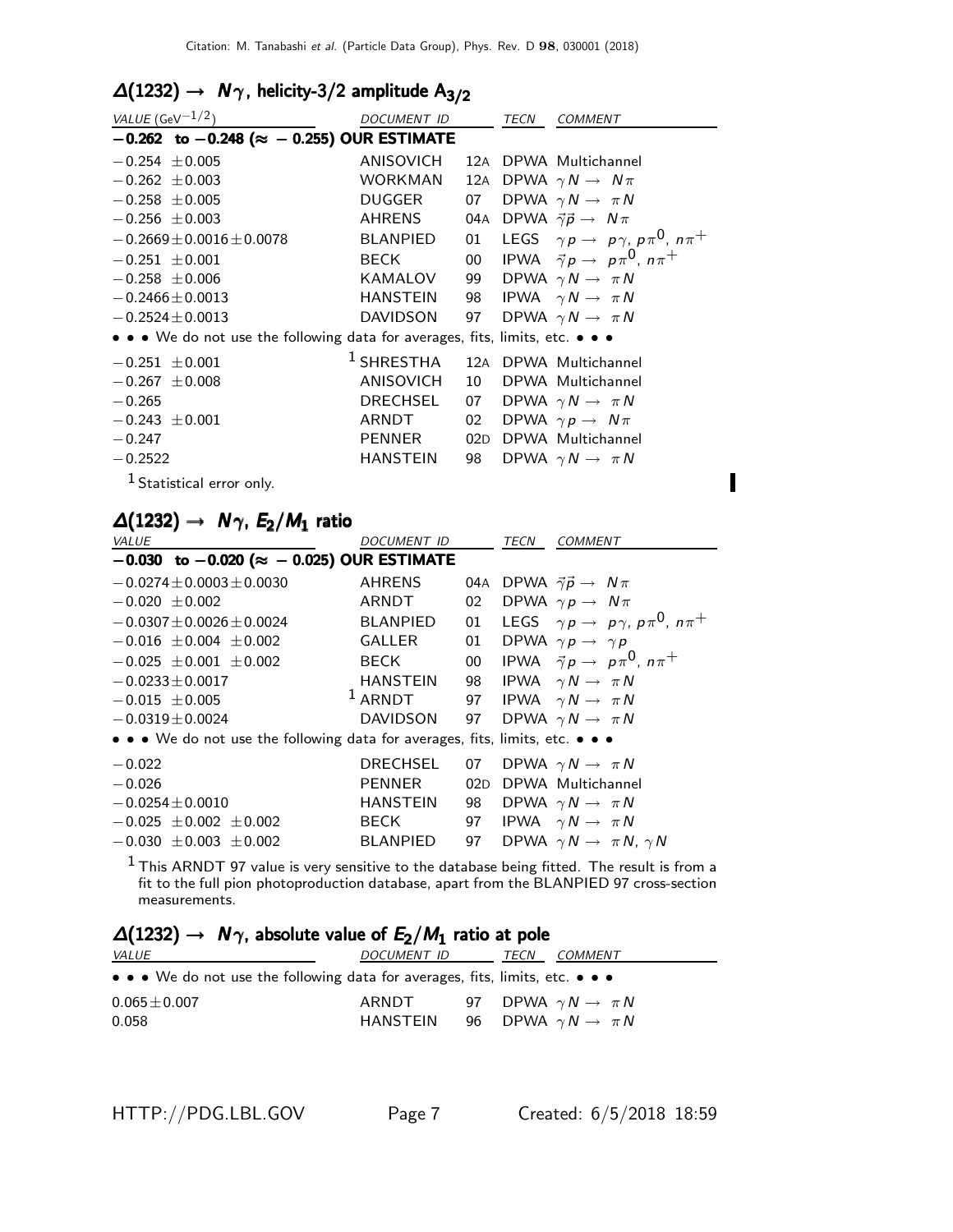## $\Delta(1232) \rightarrow N\gamma$, helicity-3/2 amplitude $A_{3/2}$

| VALUE ($GeV^{-1/2}$) | DOCUMENT ID | | TECN | COMMENT |
|---|---|---|---|---|
| **$-0.262$ to $-0.248$ ($\approx -0.255$) OUR ESTIMATE** | | | | |
| $-0.254 \pm 0.005$ | ANISOVICH | 12A | DPWA | Multichannel |
| $-0.262 \pm 0.003$ | WORKMAN | 12A | DPWA | $\gamma N \rightarrow N\pi$ |
| $-0.258 \pm 0.005$ | DUGGER | 07 | DPWA | $\gamma N \rightarrow \pi N$ |
| $-0.256 \pm 0.003$ | AHRENS | 04A | DPWA | $\vec{\gamma}\vec{p} \rightarrow N\pi$ |
| $-0.2669 \pm 0.0016 \pm 0.0078$ | BLANPIED | 01 | LEGS | $\gamma p \rightarrow p\gamma$, $p\pi^0$, $n\pi^+$ |
| $-0.251 \pm 0.001$ | BECK | 00 | IPWA | $\vec{\gamma}p \rightarrow p\pi^0$, $n\pi^+$ |
| $-0.258 \pm 0.006$ | KAMALOV | 99 | DPWA | $\gamma N \rightarrow \pi N$ |
| $-0.2466 \pm 0.0013$ | HANSTEIN | 98 | IPWA | $\gamma N \rightarrow \pi N$ |
| $-0.2524 \pm 0.0013$ | DAVIDSON | 97 | DPWA | $\gamma N \rightarrow \pi N$ |
| • • • We do not use the following data for averages, fits, limits, etc. • • • | | | | |
| $-0.251 \pm 0.001$ | [1] SHRESTHA | 12A | DPWA | Multichannel |
| $-0.267 \pm 0.008$ | ANISOVICH | 10 | DPWA | Multichannel |
| $-0.265$ | DRECHSEL | 07 | DPWA | $\gamma N \rightarrow \pi N$ |
| $-0.243 \pm 0.001$ | ARNDT | 02 | DPWA | $\gamma p \rightarrow N\pi$ |
| $-0.247$ | PENNER | 02D | DPWA | Multichannel |
| $-0.2522$ | HANSTEIN | 98 | DPWA | $\gamma N \rightarrow \pi N$ |

[1] Statistical error only.

## $\Delta(1232) \rightarrow N\gamma$, $E_2/M_1$ ratio

| VALUE | DOCUMENT ID | | TECN | COMMENT |
|---|---|---|---|---|
| **$-0.030$ to $-0.020$ ($\approx -0.025$) OUR ESTIMATE** | | | | |
| $-0.0274 \pm 0.0003 \pm 0.0030$ | AHRENS | 04A | DPWA | $\vec{\gamma}\vec{p} \rightarrow N\pi$ |
| $-0.020 \pm 0.002$ | ARNDT | 02 | DPWA | $\gamma p \rightarrow N\pi$ |
| $-0.0307 \pm 0.0026 \pm 0.0024$ | BLANPIED | 01 | LEGS | $\gamma p \rightarrow p\gamma$, $p\pi^0$, $n\pi^+$ |
| $-0.016 \pm 0.004 \pm 0.002$ | GALLER | 01 | DPWA | $\gamma p \rightarrow \gamma p$ |
| $-0.025 \pm 0.001 \pm 0.002$ | BECK | 00 | IPWA | $\vec{\gamma}p \rightarrow p\pi^0$, $n\pi^+$ |
| $-0.0233 \pm 0.0017$ | HANSTEIN | 98 | IPWA | $\gamma N \rightarrow \pi N$ |
| $-0.015 \pm 0.005$ | [1] ARNDT | 97 | IPWA | $\gamma N \rightarrow \pi N$ |
| $-0.0319 \pm 0.0024$ | DAVIDSON | 97 | DPWA | $\gamma N \rightarrow \pi N$ |
| • • • We do not use the following data for averages, fits, limits, etc. • • • | | | | |
| $-0.022$ | DRECHSEL | 07 | DPWA | $\gamma N \rightarrow \pi N$ |
| $-0.026$ | PENNER | 02D | DPWA | Multichannel |
| $-0.0254 \pm 0.0010$ | HANSTEIN | 98 | DPWA | $\gamma N \rightarrow \pi N$ |
| $-0.025 \pm 0.002 \pm 0.002$ | BECK | 97 | IPWA | $\gamma N \rightarrow \pi N$ |
| $-0.030 \pm 0.003 \pm 0.002$ | BLANPIED | 97 | DPWA | $\gamma N \rightarrow \pi N$, $\gamma N$ |

[1] This ARNDT 97 value is very sensitive to the database being fitted. The result is from a fit to the full pion photoproduction database, apart from the BLANPIED 97 cross-section measurements.

## $\Delta(1232) \rightarrow N\gamma$, absolute value of $E_2/M_1$ ratio at pole

| VALUE | DOCUMENT ID | | TECN | COMMENT |
|---|---|---|---|---|
| • • • We do not use the following data for averages, fits, limits, etc. • • • | | | | |
| $0.065 \pm 0.007$ | ARNDT | 97 | DPWA | $\gamma N \rightarrow \pi N$ |
| $0.058$ | HANSTEIN | 96 | DPWA | $\gamma N \rightarrow \pi N$ |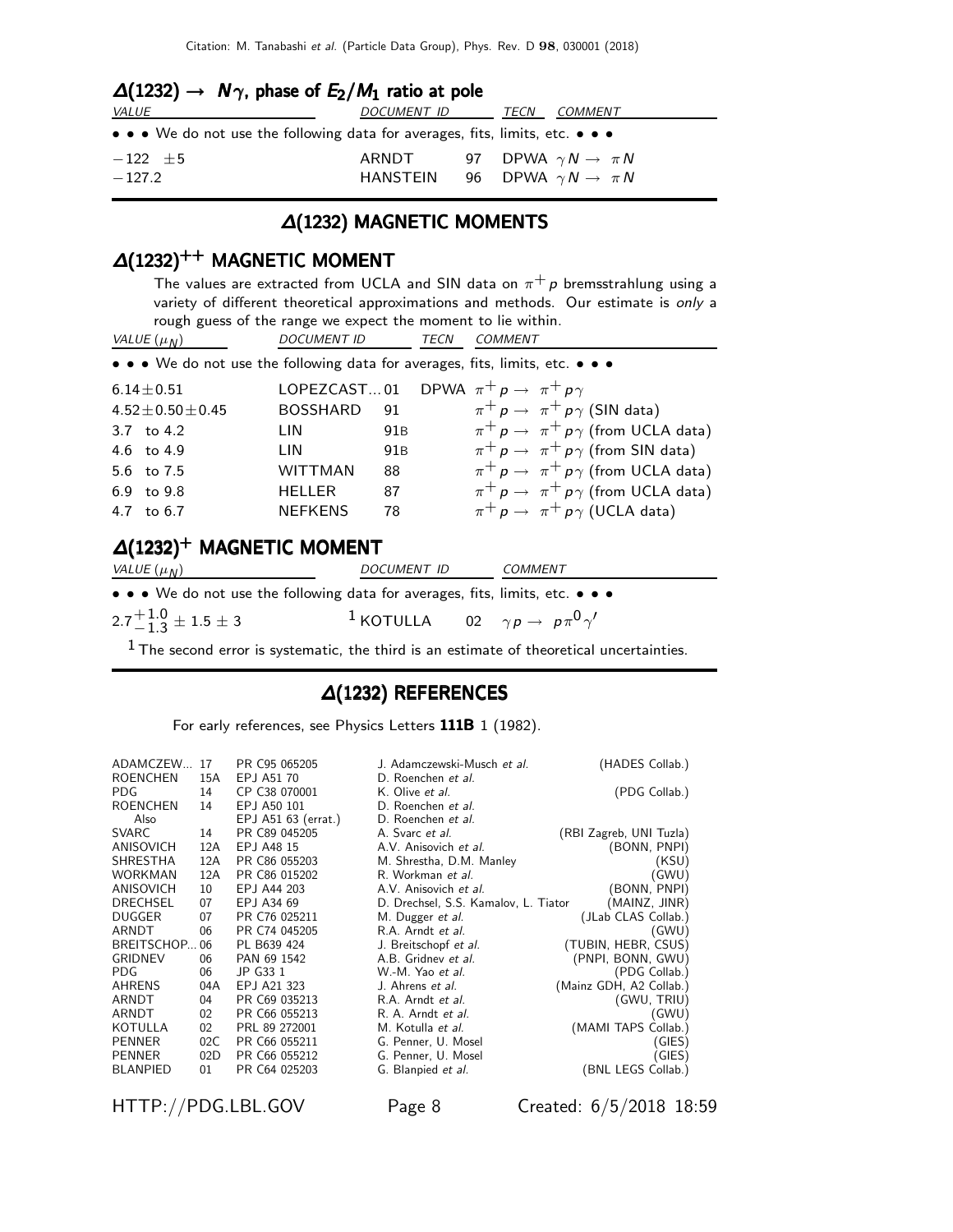## $\Delta(1232) \to N\gamma$, phase of $E_2/M_1$ ratio at pole

| VALUE | DOCUMENT ID | | TECN | COMMENT |
|---|---|---|---|---|
| • • • We do not use the following data for averages, fits, limits, etc. • • • | | | | |
| $-122 \pm 5$ | ARNDT | 97 | DPWA | $\gamma N \to \pi N$ |
| $-127.2$ | HANSTEIN | 96 | DPWA | $\gamma N \to \pi N$ |

# $\Delta(1232)$ MAGNETIC MOMENTS

## $\Delta(1232)^{++}$ MAGNETIC MOMENT

The values are extracted from UCLA and SIN data on $\pi^+ p$ bremsstrahlung using a variety of different theoretical approximations and methods. Our estimate is *only* a rough guess of the range we expect the moment to lie within.

| VALUE ($\mu_N$) | DOCUMENT ID | | TECN | COMMENT |
|---|---|---|---|---|
| • • • We do not use the following data for averages, fits, limits, etc. • • • | | | | |
| $6.14 \pm 0.51$ | LOPEZCAST... | 01 | DPWA | $\pi^+ p \to \pi^+ p\gamma$ |
| $4.52 \pm 0.50 \pm 0.45$ | BOSSHARD | 91 | | $\pi^+ p \to \pi^+ p\gamma$ (SIN data) |
| 3.7 to 4.2 | LIN | 91B | | $\pi^+ p \to \pi^+ p\gamma$ (from UCLA data) |
| 4.6 to 4.9 | LIN | 91B | | $\pi^+ p \to \pi^+ p\gamma$ (from SIN data) |
| 5.6 to 7.5 | WITTMAN | 88 | | $\pi^+ p \to \pi^+ p\gamma$ (from UCLA data) |
| 6.9 to 9.8 | HELLER | 87 | | $\pi^+ p \to \pi^+ p\gamma$ (from UCLA data) |
| 4.7 to 6.7 | NEFKENS | 78 | | $\pi^+ p \to \pi^+ p\gamma$ (UCLA data) |

## $\Delta(1232)^{+}$ MAGNETIC MOMENT

| VALUE ($\mu_N$) | DOCUMENT ID | | COMMENT |
|---|---|---|---|
| • • • We do not use the following data for averages, fits, limits, etc. • • • | | | |
| $2.7^{+1.0}_{-1.3} \pm 1.5 \pm 3$ | [1] KOTULLA | 02 | $\gamma p \to p\pi^0\gamma'$ |

[1] The second error is systematic, the third is an estimate of theoretical uncertainties.

# $\Delta(1232)$ REFERENCES

For early references, see Physics Letters **111B** 1 (1982).

| | | | | |
|---|---|---|---|---|
| ADAMCZEW... | 17 | PR C95 065205 | J. Adamczewski-Musch *et al.* | (HADES Collab.) |
| ROENCHEN | 15A | EPJ A51 70 | D. Roenchen *et al.* | |
| PDG | 14 | CP C38 070001 | K. Olive *et al.* | (PDG Collab.) |
| ROENCHEN | 14 | EPJ A50 101 | D. Roenchen *et al.* | |
| Also | | EPJ A51 63 (errat.) | D. Roenchen *et al.* | |
| SVARC | 14 | PR C89 045205 | A. Svarc *et al.* | (RBI Zagreb, UNI Tuzla) |
| ANISOVICH | 12A | EPJ A48 15 | A.V. Anisovich *et al.* | (BONN, PNPI) |
| SHRESTHA | 12A | PR C86 055203 | M. Shrestha, D.M. Manley | (KSU) |
| WORKMAN | 12A | PR C86 015202 | R. Workman *et al.* | (GWU) |
| ANISOVICH | 10 | EPJ A44 203 | A.V. Anisovich *et al.* | (BONN, PNPI) |
| DRECHSEL | 07 | EPJ A34 69 | D. Drechsel, S.S. Kamalov, L. Tiator | (MAINZ, JINR) |
| DUGGER | 07 | PR C76 025211 | M. Dugger *et al.* | (JLab CLAS Collab.) |
| ARNDT | 06 | PR C74 045205 | R.A. Arndt *et al.* | (GWU) |
| BREITSCHOP... | 06 | PL B639 424 | J. Breitschopf *et al.* | (TUBIN, HEBR, CSUS) |
| GRIDNEV | 06 | PAN 69 1542 | A.B. Gridnev *et al.* | (PNPI, BONN, GWU) |
| PDG | 06 | JP G33 1 | W.-M. Yao *et al.* | (PDG Collab.) |
| AHRENS | 04A | EPJ A21 323 | J. Ahrens *et al.* | (Mainz GDH, A2 Collab.) |
| ARNDT | 04 | PR C69 035213 | R.A. Arndt *et al.* | (GWU, TRIU) |
| ARNDT | 02 | PR C66 055213 | R. A. Arndt *et al.* | (GWU) |
| KOTULLA | 02 | PRL 89 272001 | M. Kotulla *et al.* | (MAMI TAPS Collab.) |
| PENNER | 02C | PR C66 055211 | G. Penner, U. Mosel | (GIES) |
| PENNER | 02D | PR C66 055212 | G. Penner, U. Mosel | (GIES) |
| BLANPIED | 01 | PR C64 025203 | G. Blanpied *et al.* | (BNL LEGS Collab.) |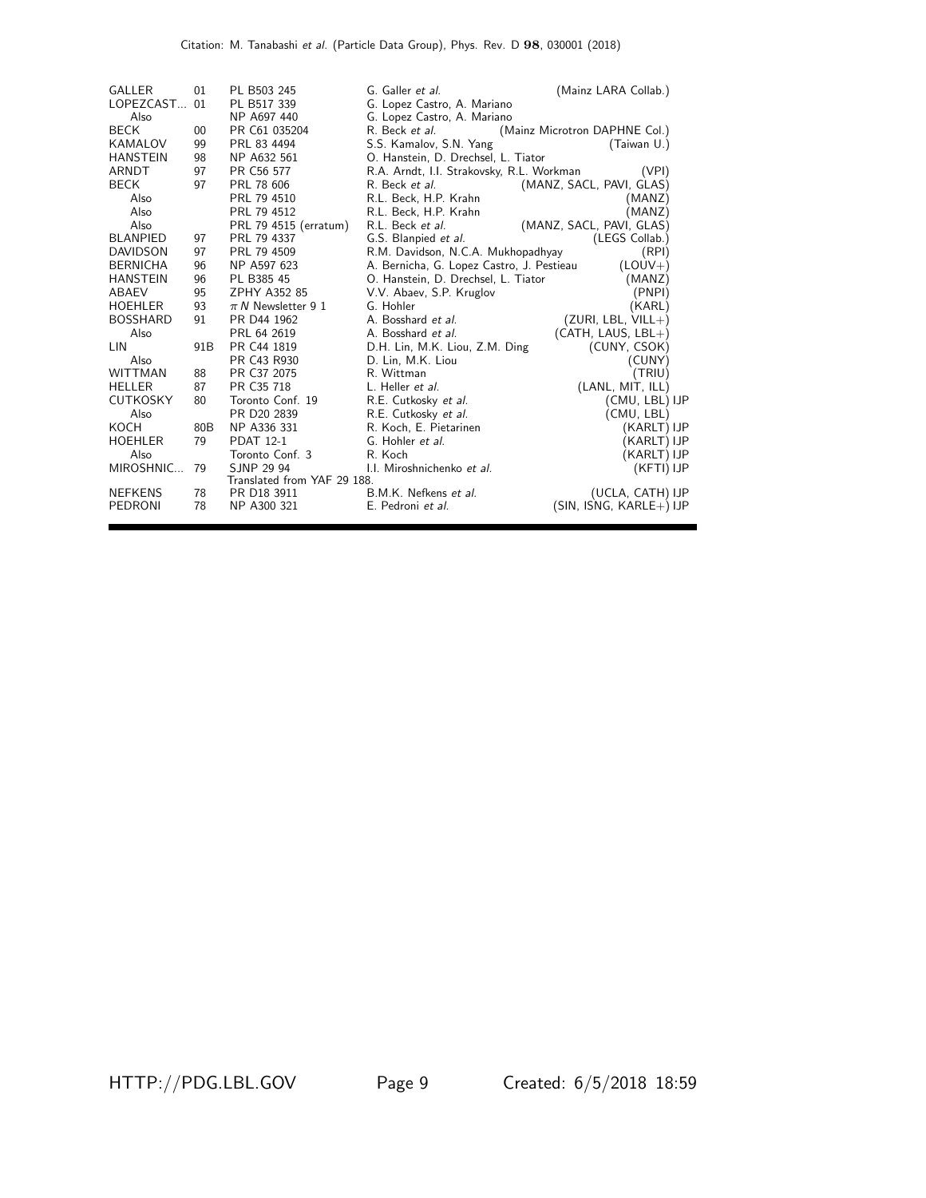| | | | | |
|---|---|---|---|---|
| GALLER | 01 | PL B503 245 | G. Galler *et al.* | (Mainz LARA Collab.) |
| LOPEZCAST... | 01 | PL B517 339 | G. Lopez Castro, A. Mariano | |
| Also | | NP A697 440 | G. Lopez Castro, A. Mariano | |
| BECK | 00 | PR C61 035204 | R. Beck *et al.* | (Mainz Microtron DAPHNE Col.) |
| KAMALOV | 99 | PRL 83 4494 | S.S. Kamalov, S.N. Yang | (Taiwan U.) |
| HANSTEIN | 98 | NP A632 561 | O. Hanstein, D. Drechsel, L. Tiator | |
| ARNDT | 97 | PR C56 577 | R.A. Arndt, I.I. Strakovsky, R.L. Workman | (VPI) |
| BECK | 97 | PRL 78 606 | R. Beck *et al.* | (MANZ, SACL, PAVI, GLAS) |
| Also | | PRL 79 4510 | R.L. Beck, H.P. Krahn | (MANZ) |
| Also | | PRL 79 4512 | R.L. Beck, H.P. Krahn | (MANZ) |
| Also | | PRL 79 4515 (erratum) | R.L. Beck *et al.* | (MANZ, SACL, PAVI, GLAS) |
| BLANPIED | 97 | PRL 79 4337 | G.S. Blanpied *et al.* | (LEGS Collab.) |
| DAVIDSON | 97 | PRL 79 4509 | R.M. Davidson, N.C.A. Mukhopadhyay | (RPI) |
| BERNICHA | 96 | NP A597 623 | A. Bernicha, G. Lopez Castro, J. Pestieau | (LOUV+) |
| HANSTEIN | 96 | PL B385 45 | O. Hanstein, D. Drechsel, L. Tiator | (MANZ) |
| ABAEV | 95 | ZPHY A352 85 | V.V. Abaev, S.P. Kruglov | (PNPI) |
| HOEHLER | 93 | $\pi N$ Newsletter 9 1 | G. Hohler | (KARL) |
| BOSSHARD | 91 | PR D44 1962 | A. Bosshard *et al.* | (ZURI, LBL, VILL+) |
| Also | | PRL 64 2619 | A. Bosshard *et al.* | (CATH, LAUS, LBL+) |
| LIN | 91B | PR C44 1819 | D.H. Lin, M.K. Liou, Z.M. Ding | (CUNY, CSOK) |
| Also | | PR C43 R930 | D. Lin, M.K. Liou | (CUNY) |
| WITTMAN | 88 | PR C37 2075 | R. Wittman | (TRIU) |
| HELLER | 87 | PR C35 718 | L. Heller *et al.* | (LANL, MIT, ILL) |
| CUTKOSKY | 80 | Toronto Conf. 19 | R.E. Cutkosky *et al.* | (CMU, LBL) IJP |
| Also | | PR D20 2839 | R.E. Cutkosky *et al.* | (CMU, LBL) |
| KOCH | 80B | NP A336 331 | R. Koch, E. Pietarinen | (KARLT) IJP |
| HOEHLER | 79 | PDAT 12-1 | G. Hohler *et al.* | (KARLT) IJP |
| Also | | Toronto Conf. 3 | R. Koch | (KARLT) IJP |
| MIROSHNIC... | 79 | SJNP 29 94 | I.I. Miroshnichenko *et al.* | (KFTI) IJP |
| | | Translated from YAF 29 188. | | |
| NEFKENS | 78 | PR D18 3911 | B.M.K. Nefkens *et al.* | (UCLA, CATH) IJP |
| PEDRONI | 78 | NP A300 321 | E. Pedroni *et al.* | (SIN, ISNG, KARLE+) IJP |